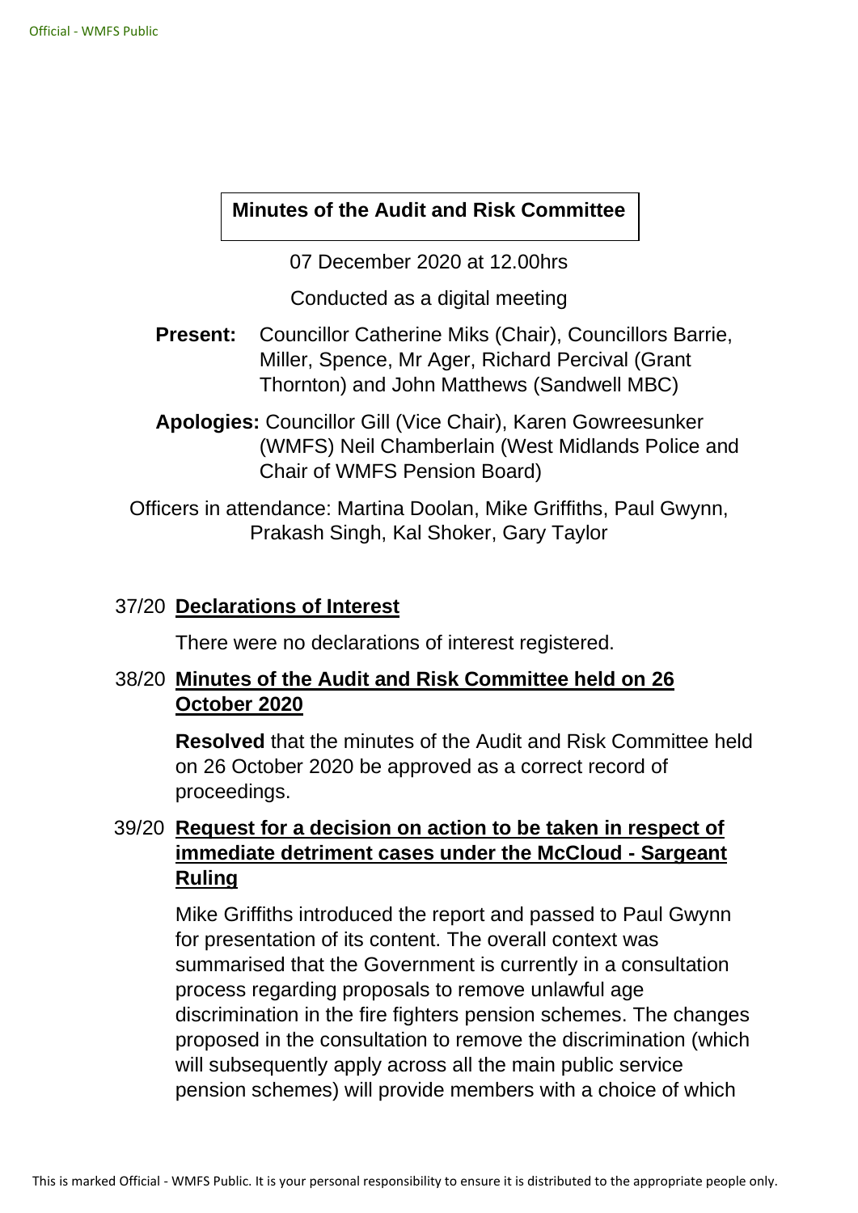# Minutes of the Audit and Risk Committee

07 December 2020 at 12.00hrs

Conducted as a digital meeting

**Present:** Councillor Catherine Miks (Chair), Councillors Barrie, Miller, Spence, Mr Ager, Richard Percival (Grant Thornton) and John Matthews (Sandwell MBC)

**Apologies:** Councillor Gill (Vice Chair), Karen Gowreesunker (WMFS) Neil Chamberlain (West Midlands Police and Chair of WMFS Pension Board)

Officers in attendance: Martina Doolan, Mike Griffiths, Paul Gwynn, Prakash Singh, Kal Shoker, Gary Taylor

## 37/20 Declarations of Interest

There were no declarations of interest registered.

## 38/20 Minutes of the Audit and Risk Committee held on 26 October 2020

**Resolved** that the minutes of the Audit and Risk Committee held on 26 October 2020 be approved as a correct record of proceedings.

## 39/20 Request for a decision on action to be taken in respect of immediate detriment cases under the McCloud - Sargeant Ruling

Mike Griffiths introduced the report and passed to Paul Gwynn for presentation of its content. The overall context was summarised that the Government is currently in a consultation process regarding proposals to remove unlawful age discrimination in the fire fighters pension schemes. The changes proposed in the consultation to remove the discrimination (which will subsequently apply across all the main public service pension schemes) will provide members with a choice of which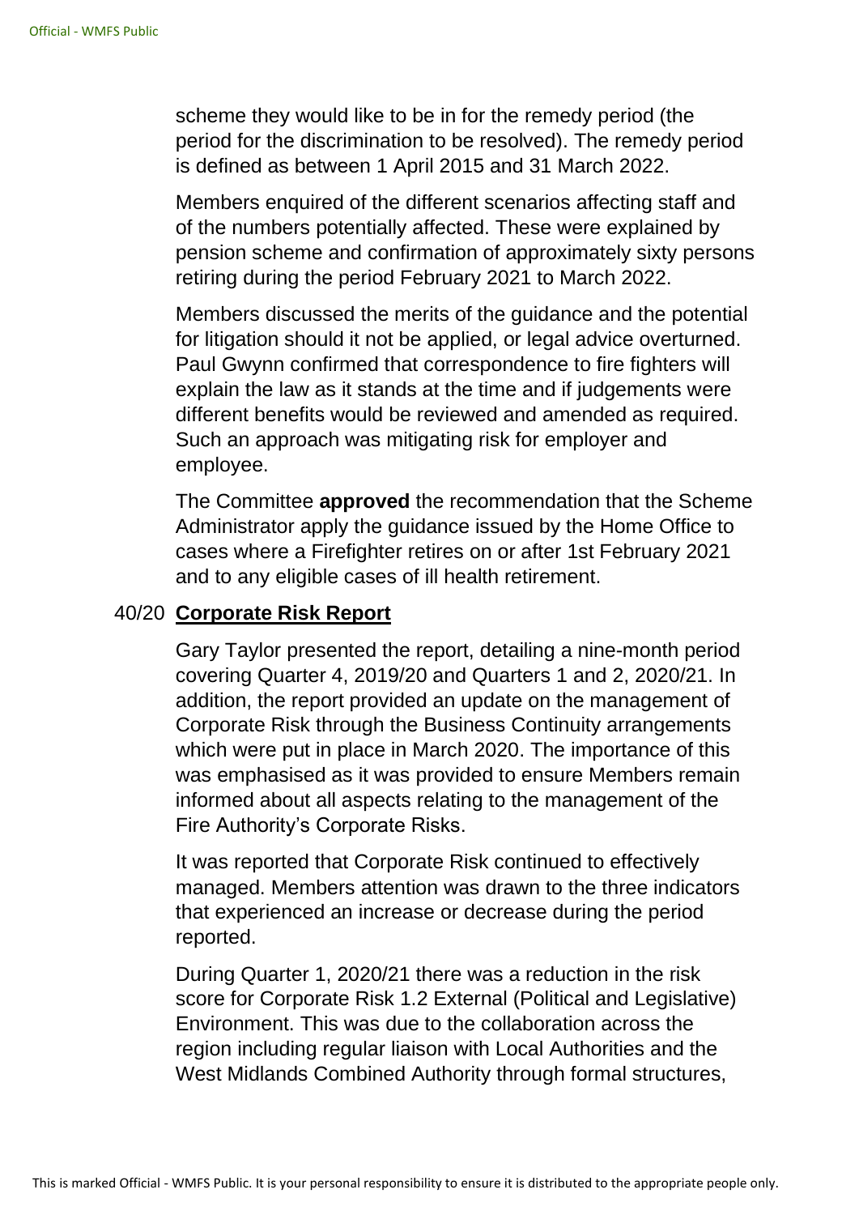scheme they would like to be in for the remedy period (the period for the discrimination to be resolved). The remedy period is defined as between 1 April 2015 and 31 March 2022.

Members enquired of the different scenarios affecting staff and of the numbers potentially affected. These were explained by pension scheme and confirmation of approximately sixty persons retiring during the period February 2021 to March 2022.

Members discussed the merits of the guidance and the potential for litigation should it not be applied, or legal advice overturned. Paul Gwynn confirmed that correspondence to fire fighters will explain the law as it stands at the time and if judgements were different benefits would be reviewed and amended as required. Such an approach was mitigating risk for employer and employee.

The Committee **approved** the recommendation that the Scheme Administrator apply the guidance issued by the Home Office to cases where a Firefighter retires on or after 1st February 2021 and to any eligible cases of ill health retirement.

## 40/20 **Corporate Risk Report**

Gary Taylor presented the report, detailing a nine-month period covering Quarter 4, 2019/20 and Quarters 1 and 2, 2020/21. In addition, the report provided an update on the management of Corporate Risk through the Business Continuity arrangements which were put in place in March 2020. The importance of this was emphasised as it was provided to ensure Members remain informed about all aspects relating to the management of the Fire Authority's Corporate Risks.

It was reported that Corporate Risk continued to effectively managed. Members attention was drawn to the three indicators that experienced an increase or decrease during the period reported.

During Quarter 1, 2020/21 there was a reduction in the risk score for Corporate Risk 1.2 External (Political and Legislative) Environment. This was due to the collaboration across the region including regular liaison with Local Authorities and the West Midlands Combined Authority through formal structures,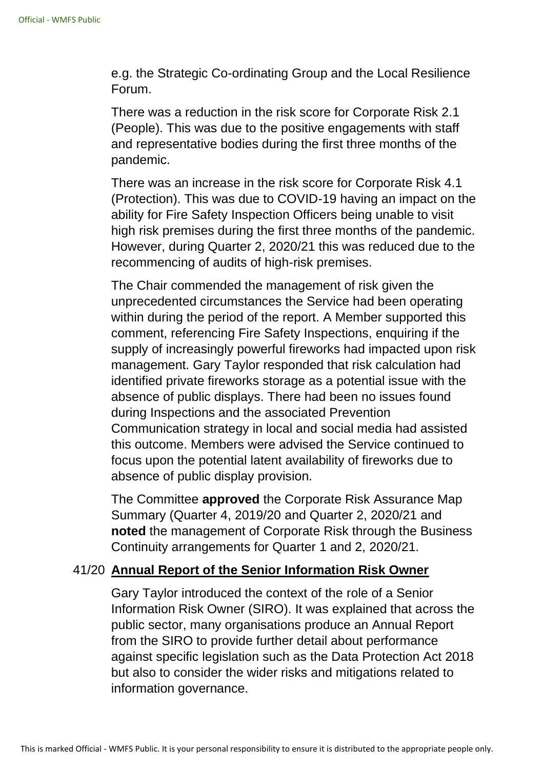e.g. the Strategic Co-ordinating Group and the Local Resilience Forum.

There was a reduction in the risk score for Corporate Risk 2.1 (People). This was due to the positive engagements with staff and representative bodies during the first three months of the pandemic.

There was an increase in the risk score for Corporate Risk 4.1 (Protection). This was due to COVID-19 having an impact on the ability for Fire Safety Inspection Officers being unable to visit high risk premises during the first three months of the pandemic. However, during Quarter 2, 2020/21 this was reduced due to the recommencing of audits of high-risk premises.

The Chair commended the management of risk given the unprecedented circumstances the Service had been operating within during the period of the report. A Member supported this comment, referencing Fire Safety Inspections, enquiring if the supply of increasingly powerful fireworks had impacted upon risk management. Gary Taylor responded that risk calculation had identified private fireworks storage as a potential issue with the absence of public displays. There had been no issues found during Inspections and the associated Prevention Communication strategy in local and social media had assisted this outcome. Members were advised the Service continued to focus upon the potential latent availability of fireworks due to absence of public display provision.

The Committee **approved** the Corporate Risk Assurance Map Summary (Quarter 4, 2019/20 and Quarter 2, 2020/21 and **noted** the management of Corporate Risk through the Business Continuity arrangements for Quarter 1 and 2, 2020/21.

## 41/20 Annual Report of the Senior Information Risk Owner

Gary Taylor introduced the context of the role of a Senior Information Risk Owner (SIRO). It was explained that across the public sector, many organisations produce an Annual Report from the SIRO to provide further detail about performance against specific legislation such as the Data Protection Act 2018 but also to consider the wider risks and mitigations related to information governance.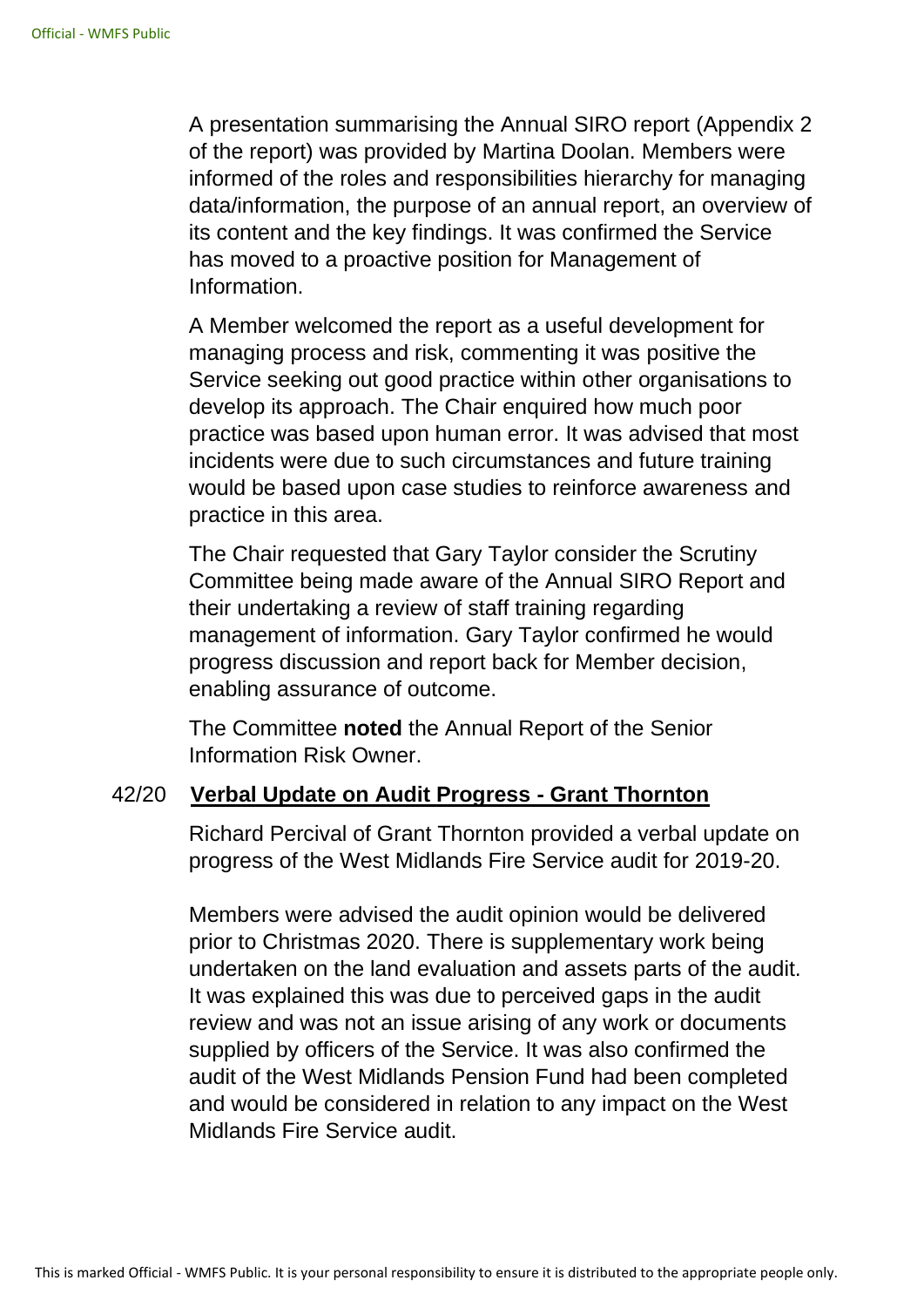A presentation summarising the Annual SIRO report (Appendix 2 of the report) was provided by Martina Doolan. Members were informed of the roles and responsibilities hierarchy for managing data/information, the purpose of an annual report, an overview of its content and the key findings. It was confirmed the Service has moved to a proactive position for Management of Information.

A Member welcomed the report as a useful development for managing process and risk, commenting it was positive the Service seeking out good practice within other organisations to develop its approach. The Chair enquired how much poor practice was based upon human error. It was advised that most incidents were due to such circumstances and future training would be based upon case studies to reinforce awareness and practice in this area.

The Chair requested that Gary Taylor consider the Scrutiny Committee being made aware of the Annual SIRO Report and their undertaking a review of staff training regarding management of information. Gary Taylor confirmed he would progress discussion and report back for Member decision, enabling assurance of outcome.

The Committee **noted** the Annual Report of the Senior Information Risk Owner.

## 42/20 Verbal Update on Audit Progress - Grant Thornton

Richard Percival of Grant Thornton provided a verbal update on progress of the West Midlands Fire Service audit for 2019-20.

Members were advised the audit opinion would be delivered prior to Christmas 2020. There is supplementary work being undertaken on the land evaluation and assets parts of the audit. It was explained this was due to perceived gaps in the audit review and was not an issue arising of any work or documents supplied by officers of the Service. It was also confirmed the audit of the West Midlands Pension Fund had been completed and would be considered in relation to any impact on the West Midlands Fire Service audit.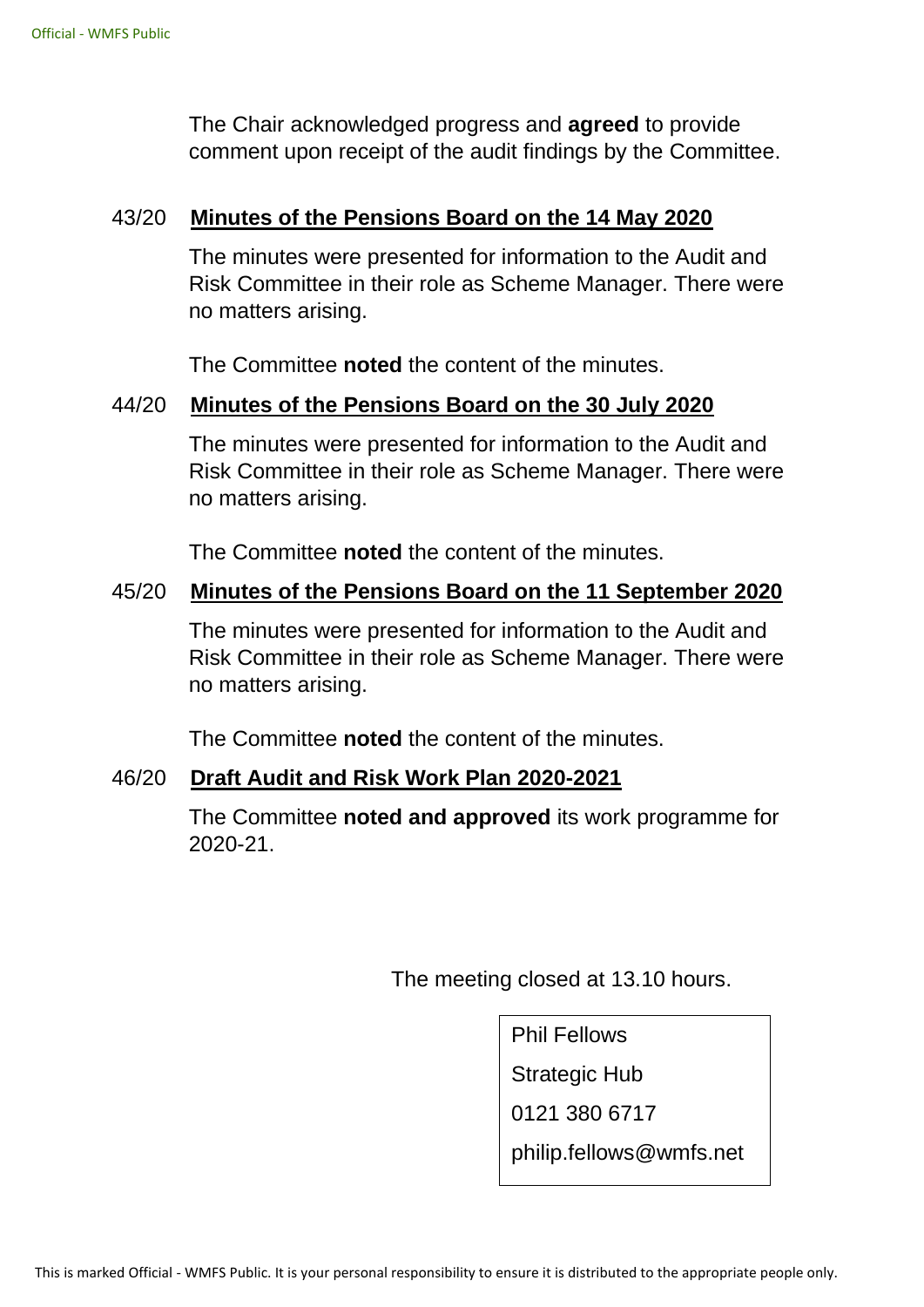The Chair acknowledged progress and **agreed** to provide comment upon receipt of the audit findings by the Committee.

43/20 **Minutes of the Pensions Board on the 14 May 2020**

The minutes were presented for information to the Audit and Risk Committee in their role as Scheme Manager. There were no matters arising.

The Committee **noted** the content of the minutes.

44/20 **Minutes of the Pensions Board on the 30 July 2020**

The minutes were presented for information to the Audit and Risk Committee in their role as Scheme Manager. There were no matters arising.

The Committee **noted** the content of the minutes.

45/20 **Minutes of the Pensions Board on the 11 September 2020**

The minutes were presented for information to the Audit and Risk Committee in their role as Scheme Manager. There were no matters arising.

The Committee **noted** the content of the minutes.

46/20 **Draft Audit and Risk Work Plan 2020-2021**

The Committee **noted and approved** its work programme for 2020-21.

The meeting closed at 13.10 hours.

Phil Fellows

Strategic Hub

0121 380 6717

philip.fellows@wmfs.net